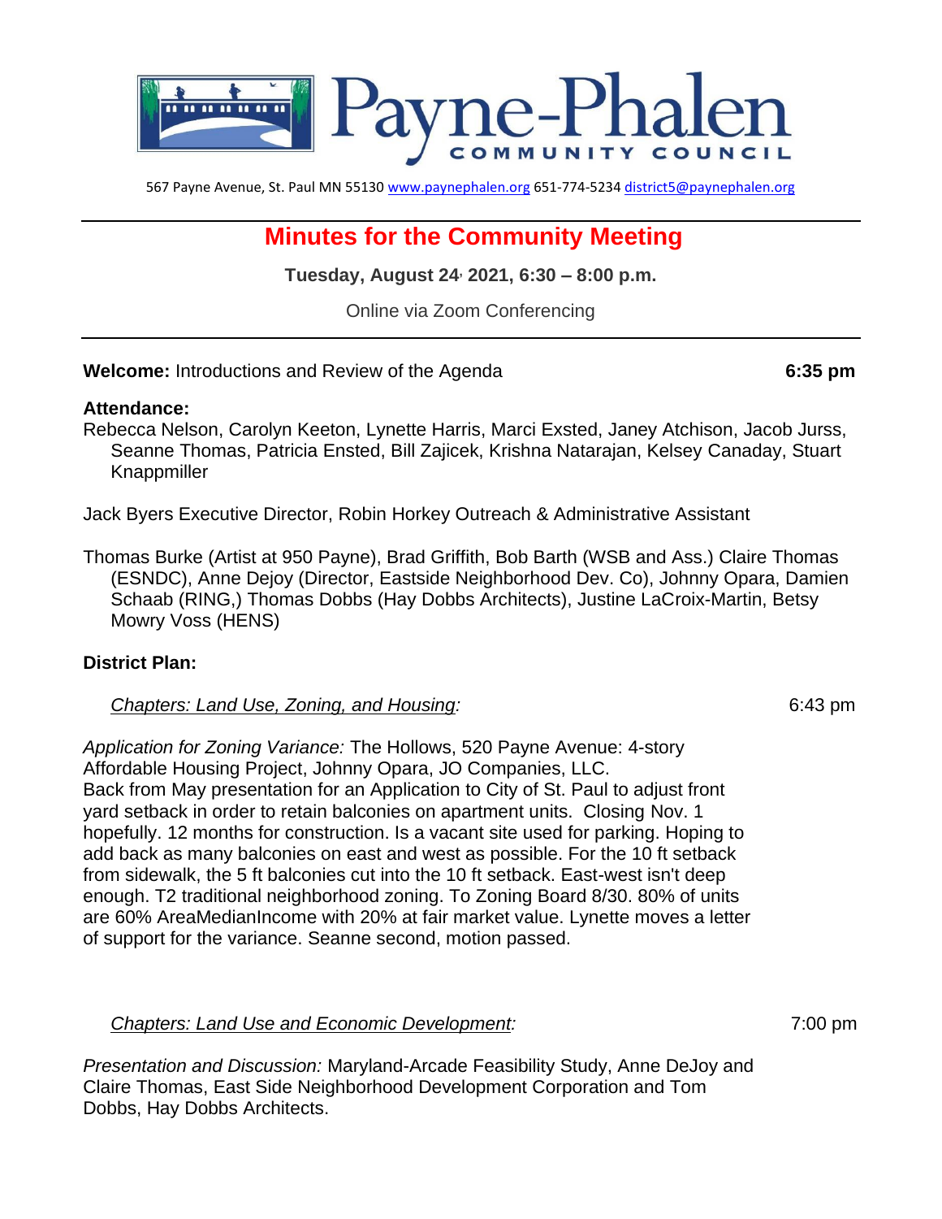# Payne-Phalen Community Council

567 Payne Avenue, St. Paul MN 55130 www.paynephalen.org 651-774-5234 district5@paynephalen.org

## Minutes for the Community Meeting

**Tuesday, August 24, 2021, 6:30 – 8:00 p.m.**

Online via Zoom Conferencing

**Welcome:** Introductions and Review of the Agenda **6:35 pm**

**Attendance:**

Rebecca Nelson, Carolyn Keeton, Lynette Harris, Marci Exsted, Janey Atchison, Jacob Jurss, Seanne Thomas, Patricia Ensted, Bill Zajicek, Krishna Natarajan, Kelsey Canaday, Stuart Knappmiller

Jack Byers Executive Director, Robin Horkey Outreach & Administrative Assistant

Thomas Burke (Artist at 950 Payne), Brad Griffith, Bob Barth (WSB and Ass.) Claire Thomas (ESNDC), Anne Dejoy (Director, Eastside Neighborhood Dev. Co), Johnny Opara, Damien Schaab (RING,) Thomas Dobbs (Hay Dobbs Architects), Justine LaCroix-Martin, Betsy Mowry Voss (HENS)

**District Plan:**

*Chapters: Land Use, Zoning, and Housing:* 6:43 pm

*Application for Zoning Variance:* The Hollows, 520 Payne Avenue: 4-story Affordable Housing Project, Johnny Opara, JO Companies, LLC.
Back from May presentation for an Application to City of St. Paul to adjust front yard setback in order to retain balconies on apartment units. Closing Nov. 1 hopefully. 12 months for construction. Is a vacant site used for parking. Hoping to add back as many balconies on east and west as possible. For the 10 ft setback from sidewalk, the 5 ft balconies cut into the 10 ft setback. East-west isn't deep enough. T2 traditional neighborhood zoning. To Zoning Board 8/30. 80% of units are 60% AreaMedianIncome with 20% at fair market value. Lynette moves a letter of support for the variance. Seanne second, motion passed.

*Chapters: Land Use and Economic Development:* 7:00 pm

*Presentation and Discussion:* Maryland-Arcade Feasibility Study, Anne DeJoy and Claire Thomas, East Side Neighborhood Development Corporation and Tom Dobbs, Hay Dobbs Architects.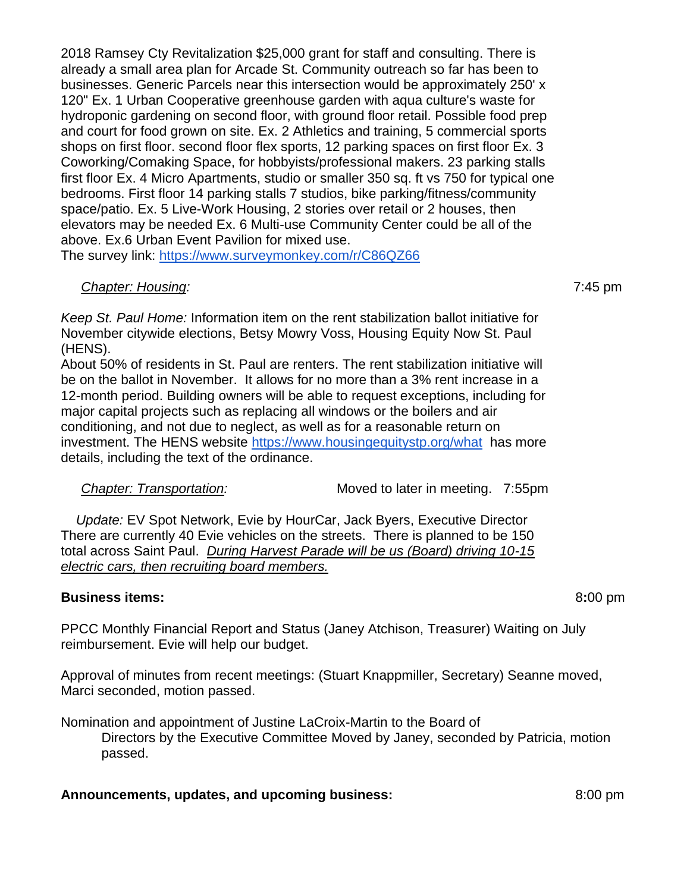2018 Ramsey Cty Revitalization $25,000 grant for staff and consulting. There is already a small area plan for Arcade St. Community outreach so far has been to businesses. Generic Parcels near this intersection would be approximately 250' x 120" Ex. 1 Urban Cooperative greenhouse garden with aqua culture's waste for hydroponic gardening on second floor, with ground floor retail. Possible food prep and court for food grown on site. Ex. 2 Athletics and training, 5 commercial sports shops on first floor. second floor flex sports, 12 parking spaces on first floor Ex. 3 Coworking/Comaking Space, for hobbyists/professional makers. 23 parking stalls first floor Ex. 4 Micro Apartments, studio or smaller 350 sq. ft vs 750 for typical one bedrooms. First floor 14 parking stalls 7 studios, bike parking/fitness/community space/patio. Ex. 5 Live-Work Housing, 2 stories over retail or 2 houses, then elevators may be needed Ex. 6 Multi-use Community Center could be all of the above. Ex.6 Urban Event Pavilion for mixed use.
The survey link: https://www.surveymonkey.com/r/C86QZ66

*Chapter: Housing:* 7:45 pm

*Keep St. Paul Home:* Information item on the rent stabilization ballot initiative for November citywide elections, Betsy Mowry Voss, Housing Equity Now St. Paul (HENS).
About 50% of residents in St. Paul are renters. The rent stabilization initiative will be on the ballot in November. It allows for no more than a 3% rent increase in a 12-month period. Building owners will be able to request exceptions, including for major capital projects such as replacing all windows or the boilers and air conditioning, and not due to neglect, as well as for a reasonable return on investment. The HENS website https://www.housingequitystp.org/what has more details, including the text of the ordinance.

*Chapter: Transportation:* Moved to later in meeting. 7:55pm

*Update:* EV Spot Network, Evie by HourCar, Jack Byers, Executive Director
There are currently 40 Evie vehicles on the streets. There is planned to be 150 total across Saint Paul. *During Harvest Parade will be us (Board) driving 10-15 electric cars, then recruiting board members.*

**Business items:** 8:00 pm

PPCC Monthly Financial Report and Status (Janey Atchison, Treasurer) Waiting on July reimbursement. Evie will help our budget.

Approval of minutes from recent meetings: (Stuart Knappmiller, Secretary) Seanne moved, Marci seconded, motion passed.

Nomination and appointment of Justine LaCroix-Martin to the Board of Directors by the Executive Committee Moved by Janey, seconded by Patricia, motion passed.

**Announcements, updates, and upcoming business:** 8:00 pm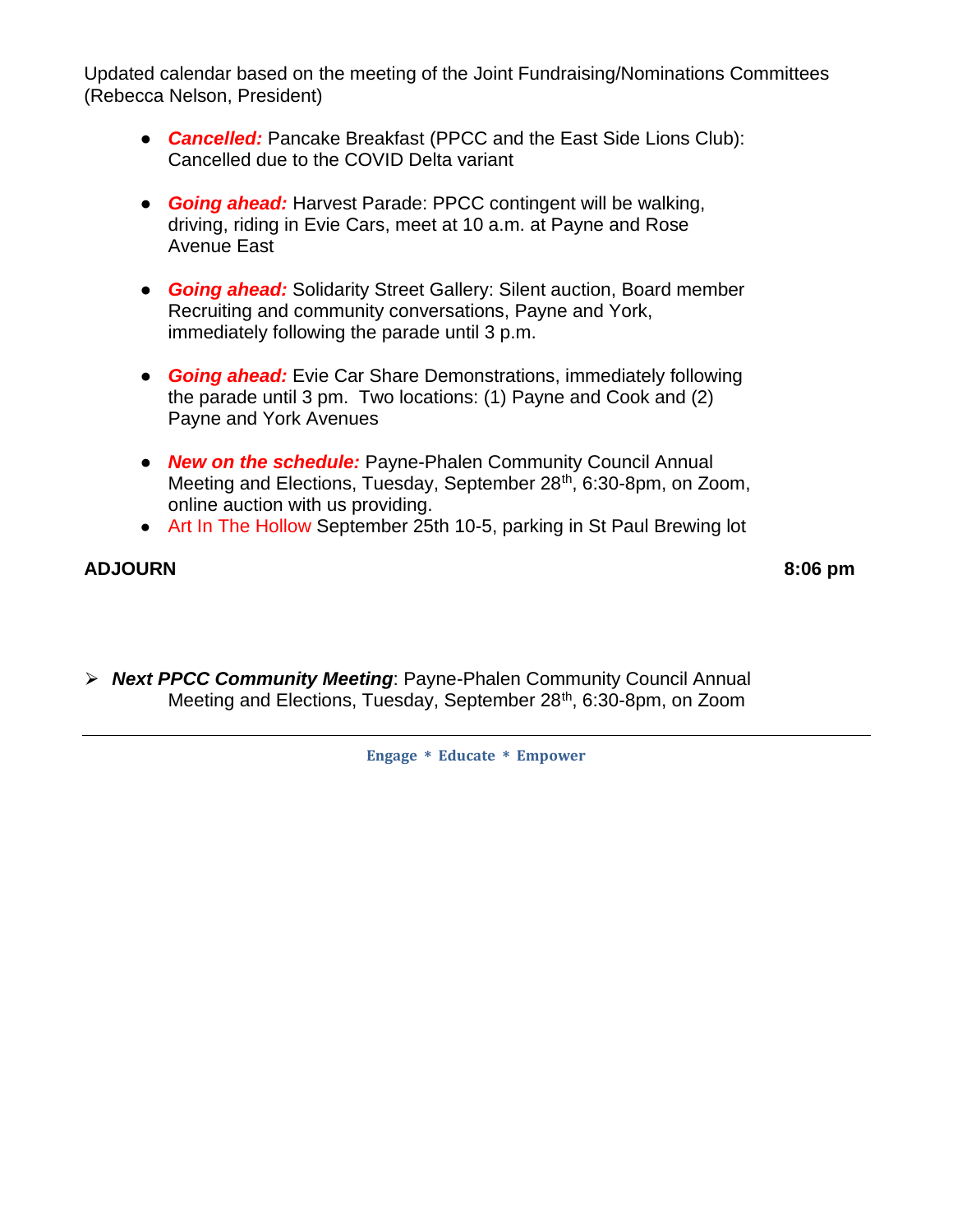Updated calendar based on the meeting of the Joint Fundraising/Nominations Committees (Rebecca Nelson, President)

- ***Cancelled:*** Pancake Breakfast (PPCC and the East Side Lions Club): Cancelled due to the COVID Delta variant

- ***Going ahead:*** Harvest Parade: PPCC contingent will be walking, driving, riding in Evie Cars, meet at 10 a.m. at Payne and Rose Avenue East

- ***Going ahead:*** Solidarity Street Gallery: Silent auction, Board member Recruiting and community conversations, Payne and York, immediately following the parade until 3 p.m.

- ***Going ahead:*** Evie Car Share Demonstrations, immediately following the parade until 3 pm. Two locations: (1) Payne and Cook and (2) Payne and York Avenues

- ***New on the schedule:*** Payne-Phalen Community Council Annual Meeting and Elections, Tuesday, September 28th, 6:30-8pm, on Zoom, online auction with us providing.
- Art In The Hollow September 25th 10-5, parking in St Paul Brewing lot

**ADJOURN** **8:06 pm**

- ***Next PPCC Community Meeting***: Payne-Phalen Community Council Annual Meeting and Elections, Tuesday, September 28th, 6:30-8pm, on Zoom

---

**Engage * Educate * Empower**